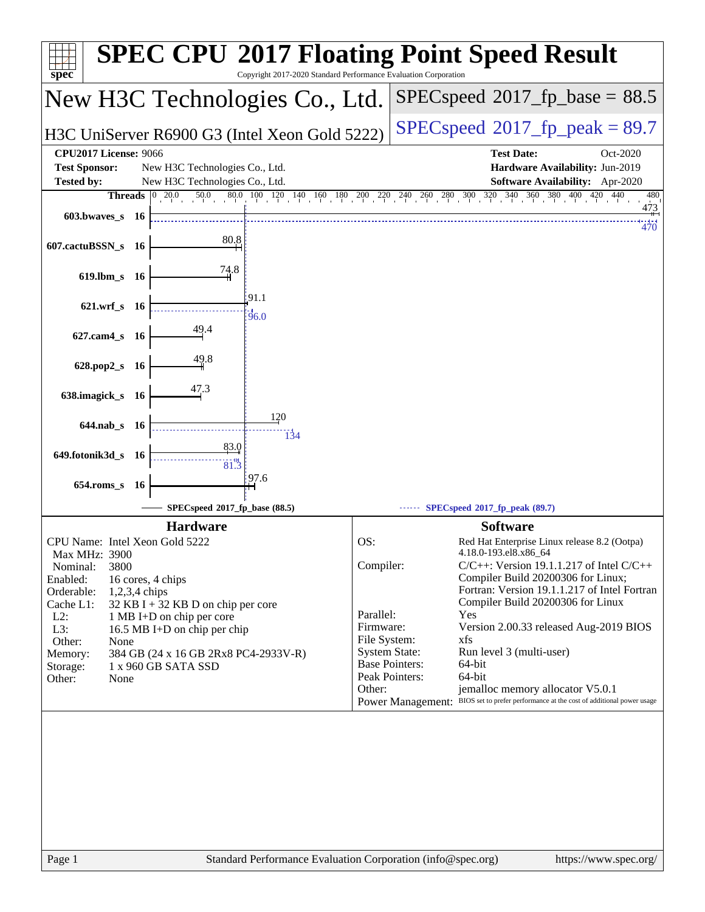# SPEC CPU 2017 Floating Point Speed Result

Copyright 2017-2020 Standard Performance Evaluation Corporation

## New H3C Technologies Co., Ltd.

**H3C UniServer R6900 G3 (Intel Xeon Gold 5222)**

**SPECspeed 2017_fp_base = 88.5**

**SPECspeed 2017_fp_peak = 89.7**

| | | | |
|---|---|---|---|
| **CPU2017 License:** | 9066 | **Test Date:** | Oct-2020 |
| **Test Sponsor:** | New H3C Technologies Co., Ltd. | **Hardware Availability:** | Jun-2019 |
| **Tested by:** | New H3C Technologies Co., Ltd. | **Software Availability:** | Apr-2020 |

| Benchmark | Threads | Base | Peak |
|---|---|---|---|
| 603.bwaves_s | 16 | 473 | 470 |
| 607.cactuBSSN_s | 16 | 80.8 | |
| 619.lbm_s | 16 | 74.8 | |
| 621.wrf_s | 16 | 91.1 | 96.0 |
| 627.cam4_s | 16 | 49.4 | |
| 628.pop2_s | 16 | 49.8 | |
| 638.imagick_s | 16 | 47.3 | |
| 644.nab_s | 16 | 120 | 134 |
| 649.fotonik3d_s | 16 | 83.0 | 81.3 |
| 654.roms_s | 16 | 97.6 | |

SPECspeed 2017_fp_base (88.5) — SPECspeed 2017_fp_peak (89.7)

## Hardware

| | |
|---|---|
| CPU Name: | Intel Xeon Gold 5222 |
| Max MHz: | 3900 |
| Nominal: | 3800 |
| Enabled: | 16 cores, 4 chips |
| Orderable: | 1,2,3,4 chips |
| Cache L1: | 32 KB I + 32 KB D on chip per core |
| L2: | 1 MB I+D on chip per core |
| L3: | 16.5 MB I+D on chip per chip |
| Other: | None |
| Memory: | 384 GB (24 x 16 GB 2Rx8 PC4-2933V-R) |
| Storage: | 1 x 960 GB SATA SSD |
| Other: | None |

## Software

| | |
|---|---|
| OS: | Red Hat Enterprise Linux release 8.2 (Ootpa) 4.18.0-193.el8.x86_64 |
| Compiler: | C/C++: Version 19.1.1.217 of Intel C/C++ Compiler Build 20200306 for Linux; Fortran: Version 19.1.1.217 of Intel Fortran Compiler Build 20200306 for Linux |
| Parallel: | Yes |
| Firmware: | Version 2.00.33 released Aug-2019 BIOS |
| File System: | xfs |
| System State: | Run level 3 (multi-user) |
| Base Pointers: | 64-bit |
| Peak Pointers: | 64-bit |
| Other: | jemalloc memory allocator V5.0.1 |
| Power Management: | BIOS set to prefer performance at the cost of additional power usage |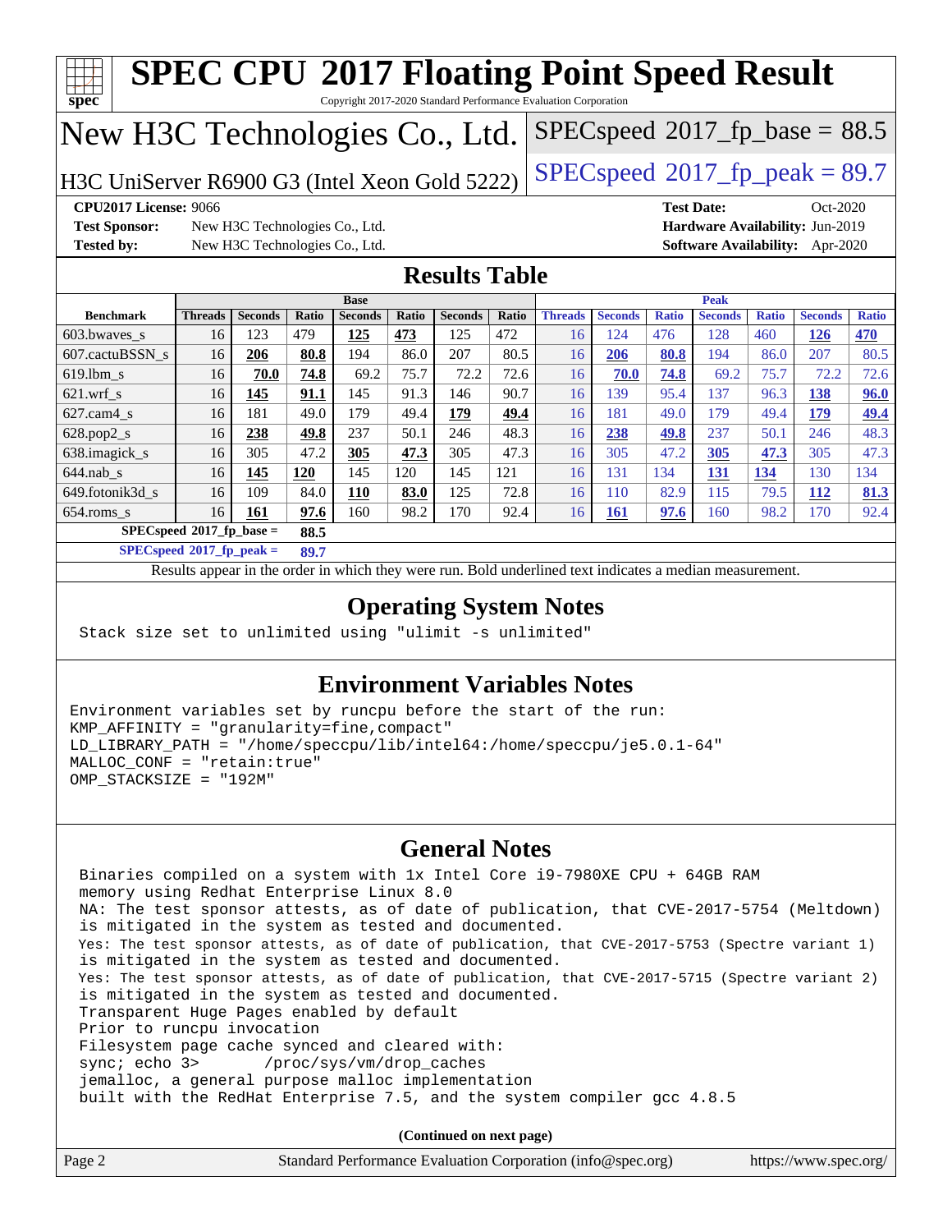# SPEC CPU 2017 Floating Point Speed Result

Copyright 2017-2020 Standard Performance Evaluation Corporation

## New H3C Technologies Co., Ltd.

H3C UniServer R6900 G3 (Intel Xeon Gold 5222)

SPECspeed 2017_fp_base = 88.5

SPECspeed 2017_fp_peak = 89.7

**CPU2017 License:** 9066
**Test Sponsor:** New H3C Technologies Co., Ltd.
**Tested by:** New H3C Technologies Co., Ltd.

**Test Date:** Oct-2020
**Hardware Availability:** Jun-2019
**Software Availability:** Apr-2020

## Results Table

| | Base | | | | | | | Peak | | | | | | |
|---|---|---|---|---|---|---|---|---|---|---|---|---|---|---|
| **Benchmark** | **Threads** | **Seconds** | **Ratio** | **Seconds** | **Ratio** | **Seconds** | **Ratio** | **Threads** | **Seconds** | **Ratio** | **Seconds** | **Ratio** | **Seconds** | **Ratio** |
| 603.bwaves_s | 16 | 123 | 479 | **125** | **473** | 125 | 472 | 16 | 124 | 476 | 128 | 460 | **126** | **470** |
| 607.cactuBSSN_s | 16 | **206** | **80.8** | 194 | 86.0 | 207 | 80.5 | 16 | **206** | **80.8** | 194 | 86.0 | 207 | 80.5 |
| 619.lbm_s | 16 | **70.0** | **74.8** | 69.2 | 75.7 | 72.2 | 72.6 | 16 | **70.0** | **74.8** | 69.2 | 75.7 | 72.2 | 72.6 |
| 621.wrf_s | 16 | **145** | **91.1** | 145 | 91.3 | 146 | 90.7 | 16 | 139 | 95.4 | 137 | 96.3 | **138** | **96.0** |
| 627.cam4_s | 16 | 181 | 49.0 | 179 | 49.4 | **179** | **49.4** | 16 | 181 | 49.0 | 179 | 49.4 | **179** | **49.4** |
| 628.pop2_s | 16 | **238** | **49.8** | 237 | 50.1 | 246 | 48.3 | 16 | **238** | **49.8** | 237 | 50.1 | 246 | 48.3 |
| 638.imagick_s | 16 | 305 | 47.2 | **305** | **47.3** | 305 | 47.3 | 16 | 305 | 47.2 | **305** | **47.3** | 305 | 47.3 |
| 644.nab_s | 16 | **145** | **120** | 145 | 120 | 145 | 121 | 16 | 131 | 134 | **131** | **134** | 130 | 134 |
| 649.fotonik3d_s | 16 | 109 | 84.0 | **110** | **83.0** | 125 | 72.8 | 16 | 110 | 82.9 | 115 | 79.5 | **112** | **81.3** |
| 654.roms_s | 16 | **161** | **97.6** | 160 | 98.2 | 170 | 92.4 | 16 | **161** | **97.6** | 160 | 98.2 | 170 | 92.4 |

**SPECspeed 2017_fp_base = 88.5**

**SPECspeed 2017_fp_peak = 89.7**

Results appear in the order in which they were run. Bold underlined text indicates a median measurement.

## Operating System Notes

```
Stack size set to unlimited using "ulimit -s unlimited"
```

## Environment Variables Notes

```
Environment variables set by runcpu before the start of the run:
KMP_AFFINITY = "granularity=fine,compact"
LD_LIBRARY_PATH = "/home/speccpu/lib/intel64:/home/speccpu/je5.0.1-64"
MALLOC_CONF = "retain:true"
OMP_STACKSIZE = "192M"
```

## General Notes

```
Binaries compiled on a system with 1x Intel Core i9-7980XE CPU + 64GB RAM
memory using Redhat Enterprise Linux 8.0
NA: The test sponsor attests, as of date of publication, that CVE-2017-5754 (Meltdown)
is mitigated in the system as tested and documented.
Yes: The test sponsor attests, as of date of publication, that CVE-2017-5753 (Spectre variant 1)
is mitigated in the system as tested and documented.
Yes: The test sponsor attests, as of date of publication, that CVE-2017-5715 (Spectre variant 2)
is mitigated in the system as tested and documented.
Transparent Huge Pages enabled by default
Prior to runcpu invocation
Filesystem page cache synced and cleared with:
sync; echo 3>       /proc/sys/vm/drop_caches
jemalloc, a general purpose malloc implementation
built with the RedHat Enterprise 7.5, and the system compiler gcc 4.8.5
```

**(Continued on next page)**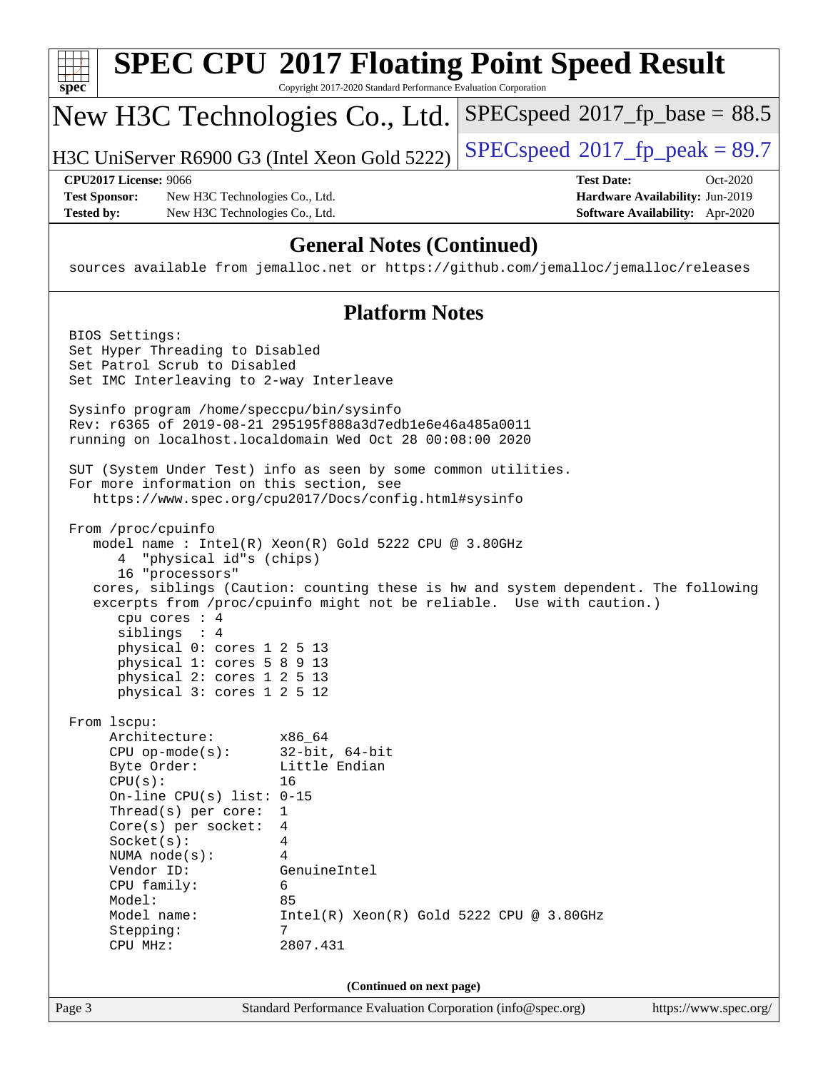## General Notes (Continued)

```
sources available from jemalloc.net or https://github.com/jemalloc/jemalloc/releases
```

## Platform Notes

```
BIOS Settings:
Set Hyper Threading to Disabled
Set Patrol Scrub to Disabled
Set IMC Interleaving to 2-way Interleave

Sysinfo program /home/speccpu/bin/sysinfo
Rev: r6365 of 2019-08-21 295195f888a3d7edb1e6e46a485a0011
running on localhost.localdomain Wed Oct 28 00:08:00 2020

SUT (System Under Test) info as seen by some common utilities.
For more information on this section, see
   https://www.spec.org/cpu2017/Docs/config.html#sysinfo

From /proc/cpuinfo
   model name : Intel(R) Xeon(R) Gold 5222 CPU @ 3.80GHz
      4  "physical id"s (chips)
      16 "processors"
   cores, siblings (Caution: counting these is hw and system dependent. The following
   excerpts from /proc/cpuinfo might not be reliable.  Use with caution.)
      cpu cores : 4
      siblings  : 4
      physical 0: cores 1 2 5 13
      physical 1: cores 5 8 9 13
      physical 2: cores 1 2 5 13
      physical 3: cores 1 2 5 12

From lscpu:
     Architecture:        x86_64
     CPU op-mode(s):      32-bit, 64-bit
     Byte Order:          Little Endian
     CPU(s):              16
     On-line CPU(s) list: 0-15
     Thread(s) per core:  1
     Core(s) per socket:  4
     Socket(s):           4
     NUMA node(s):        4
     Vendor ID:           GenuineIntel
     CPU family:          6
     Model:               85
     Model name:          Intel(R) Xeon(R) Gold 5222 CPU @ 3.80GHz
     Stepping:            7
     CPU MHz:             2807.431
```

(Continued on next page)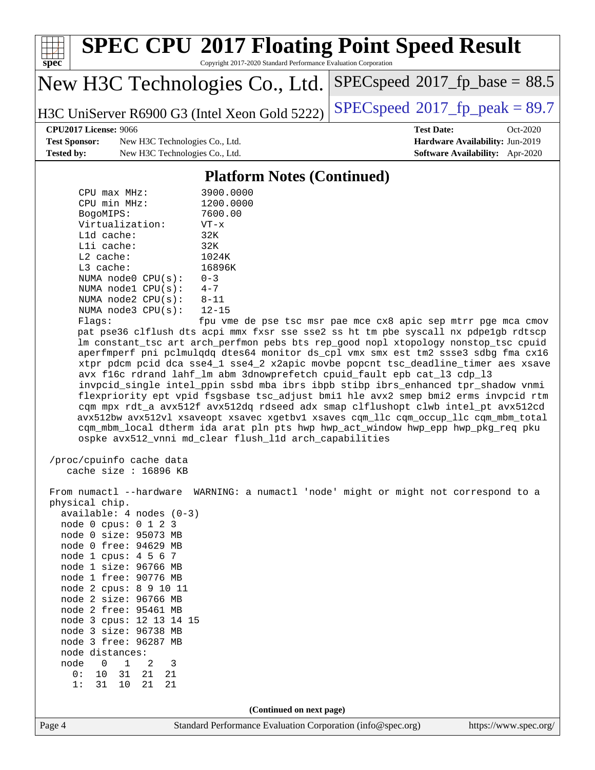## Platform Notes (Continued)

```
    CPU max MHz:         3900.0000
    CPU min MHz:         1200.0000
    BogoMIPS:            7600.00
    Virtualization:      VT-x
    L1d cache:           32K
    L1i cache:           32K
    L2 cache:            1024K
    L3 cache:            16896K
    NUMA node0 CPU(s):   0-3
    NUMA node1 CPU(s):   4-7
    NUMA node2 CPU(s):   8-11
    NUMA node3 CPU(s):   12-15
    Flags:               fpu vme de pse tsc msr pae mce cx8 apic sep mtrr pge mca cmov
    pat pse36 clflush dts acpi mmx fxsr sse sse2 ss ht tm pbe syscall nx pdpe1gb rdtscp
    lm constant_tsc art arch_perfmon pebs bts rep_good nopl xtopology nonstop_tsc cpuid
    aperfmperf pni pclmulqdq dtes64 monitor ds_cpl vmx smx est tm2 ssse3 sdbg fma cx16
    xtpr pdcm pcid dca sse4_1 sse4_2 x2apic movbe popcnt tsc_deadline_timer aes xsave
    avx f16c rdrand lahf_lm abm 3dnowprefetch cpuid_fault epb cat_l3 cdp_l3
    invpcid_single intel_ppin ssbd mba ibrs ibpb stibp ibrs_enhanced tpr_shadow vnmi
    flexpriority ept vpid fsgsbase tsc_adjust bmi1 hle avx2 smep bmi2 erms invpcid rtm
    cqm mpx rdt_a avx512f avx512dq rdseed adx smap clflushopt clwb intel_pt avx512cd
    avx512bw avx512vl xsaveopt xsavec xgetbv1 xsaves cqm_llc cqm_occup_llc cqm_mbm_total
    cqm_mbm_local dtherm ida arat pln pts hwp hwp_act_window hwp_epp hwp_pkg_req pku
    ospke avx512_vnni md_clear flush_l1d arch_capabilities

 /proc/cpuinfo cache data
    cache size : 16896 KB

 From numactl --hardware  WARNING: a numactl 'node' might or might not correspond to a
 physical chip.
   available: 4 nodes (0-3)
   node 0 cpus: 0 1 2 3
   node 0 size: 95073 MB
   node 0 free: 94629 MB
   node 1 cpus: 4 5 6 7
   node 1 size: 96766 MB
   node 1 free: 90776 MB
   node 2 cpus: 8 9 10 11
   node 2 size: 96766 MB
   node 2 free: 95461 MB
   node 3 cpus: 12 13 14 15
   node 3 size: 96738 MB
   node 3 free: 96287 MB
   node distances:
   node   0   1   2   3
     0:  10  31  21  21
     1:  31  10  21  21
```

(Continued on next page)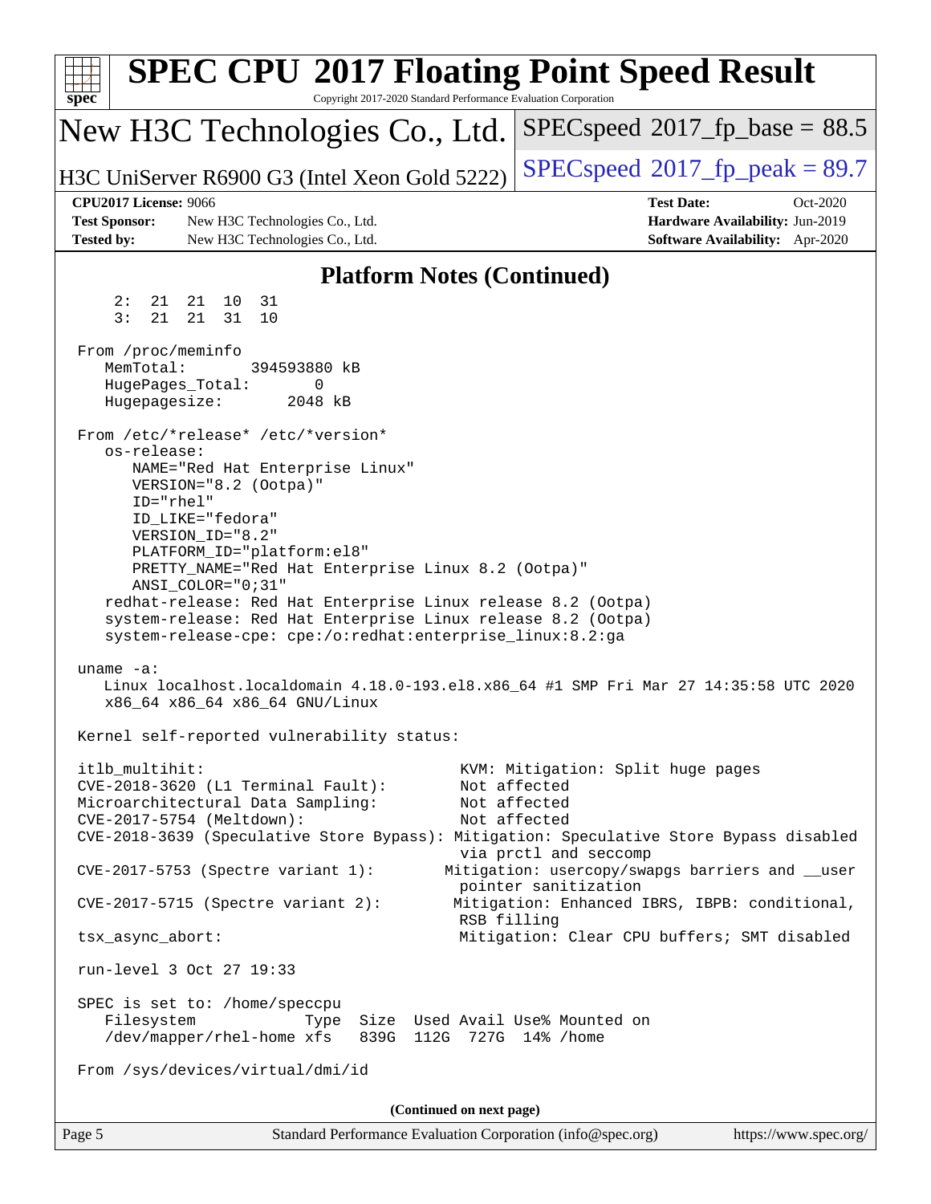## Platform Notes (Continued)

```
     2:  21  21  10  31
     3:  21  21  31  10

 From /proc/meminfo
    MemTotal:       394593880 kB
    HugePages_Total:       0
    Hugepagesize:       2048 kB

 From /etc/*release* /etc/*version*
    os-release:
       NAME="Red Hat Enterprise Linux"
       VERSION="8.2 (Ootpa)"
       ID="rhel"
       ID_LIKE="fedora"
       VERSION_ID="8.2"
       PLATFORM_ID="platform:el8"
       PRETTY_NAME="Red Hat Enterprise Linux 8.2 (Ootpa)"
       ANSI_COLOR="0;31"
    redhat-release: Red Hat Enterprise Linux release 8.2 (Ootpa)
    system-release: Red Hat Enterprise Linux release 8.2 (Ootpa)
    system-release-cpe: cpe:/o:redhat:enterprise_linux:8.2:ga

 uname -a:
    Linux localhost.localdomain 4.18.0-193.el8.x86_64 #1 SMP Fri Mar 27 14:35:58 UTC 2020
    x86_64 x86_64 x86_64 GNU/Linux

 Kernel self-reported vulnerability status:

 itlb_multihit:                                         KVM: Mitigation: Split huge pages
 CVE-2018-3620 (L1 Terminal Fault):                     Not affected
 Microarchitectural Data Sampling:                      Not affected
 CVE-2017-5754 (Meltdown):                              Not affected
 CVE-2018-3639 (Speculative Store Bypass): Mitigation: Speculative Store Bypass disabled
                                                        via prctl and seccomp
 CVE-2017-5753 (Spectre variant 1):                   Mitigation: usercopy/swapgs barriers and __user
                                                        pointer sanitization
 CVE-2017-5715 (Spectre variant 2):                    Mitigation: Enhanced IBRS, IBPB: conditional,
                                                        RSB filling
 tsx_async_abort:                                       Mitigation: Clear CPU buffers; SMT disabled

 run-level 3 Oct 27 19:33

 SPEC is set to: /home/speccpu
    Filesystem            Type  Size  Used Avail Use% Mounted on
    /dev/mapper/rhel-home xfs   839G  112G  727G  14% /home

 From /sys/devices/virtual/dmi/id
```

**(Continued on next page)**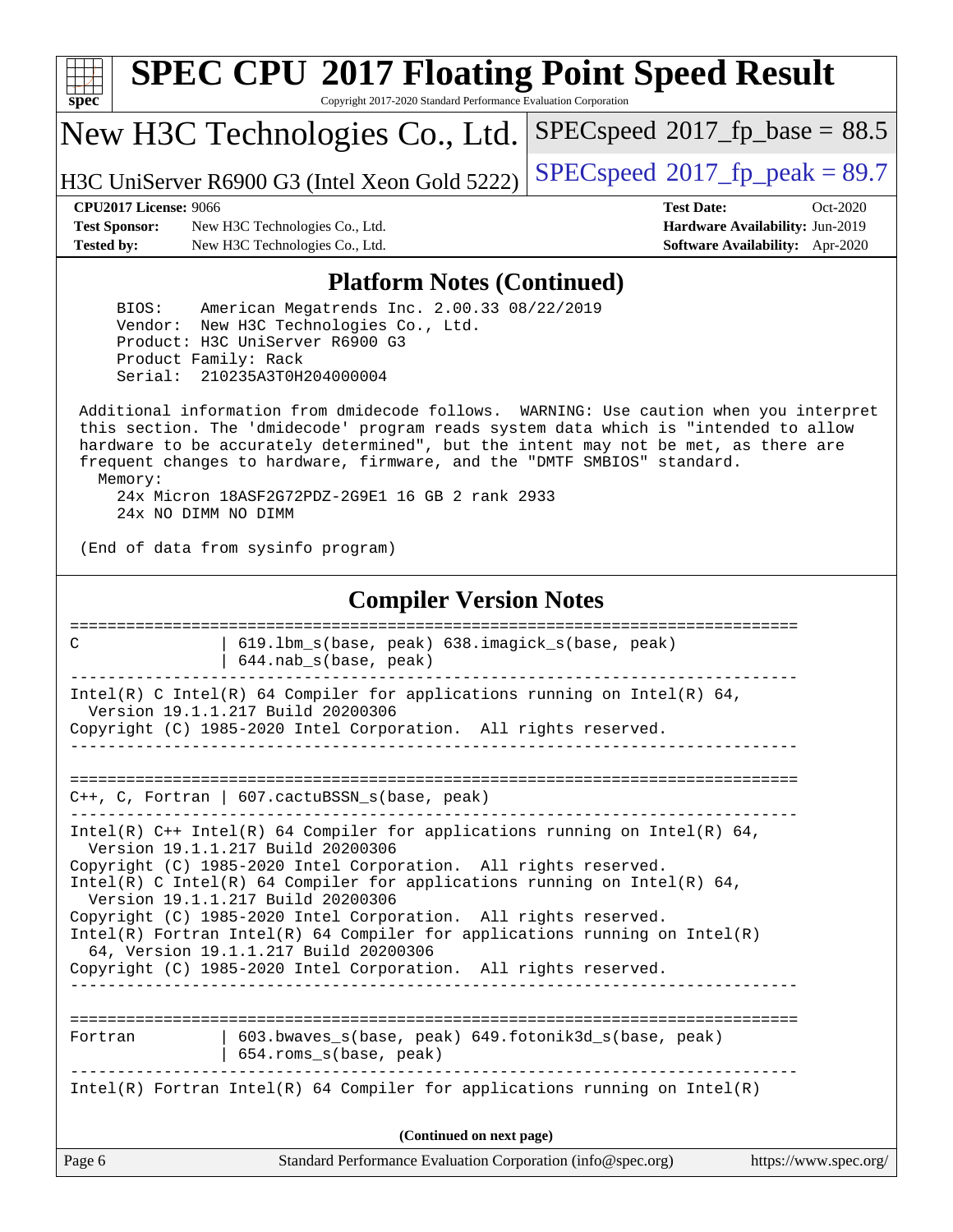## Platform Notes (Continued)

```
    BIOS:    American Megatrends Inc. 2.00.33 08/22/2019
    Vendor:  New H3C Technologies Co., Ltd.
    Product: H3C UniServer R6900 G3
    Product Family: Rack
    Serial:  210235A3T0H204000004

 Additional information from dmidecode follows.  WARNING: Use caution when you interpret
 this section. The 'dmidecode' program reads system data which is "intended to allow
 hardware to be accurately determined", but the intent may not be met, as there are
 frequent changes to hardware, firmware, and the "DMTF SMBIOS" standard.
   Memory:
     24x Micron 18ASF2G72PDZ-2G9E1 16 GB 2 rank 2933
     24x NO DIMM NO DIMM

 (End of data from sysinfo program)
```

## Compiler Version Notes

```
==============================================================================
C               | 619.lbm_s(base, peak) 638.imagick_s(base, peak)
                | 644.nab_s(base, peak)
------------------------------------------------------------------------------
Intel(R) C Intel(R) 64 Compiler for applications running on Intel(R) 64,
  Version 19.1.1.217 Build 20200306
Copyright (C) 1985-2020 Intel Corporation.  All rights reserved.
------------------------------------------------------------------------------

==============================================================================
C++, C, Fortran | 607.cactuBSSN_s(base, peak)
------------------------------------------------------------------------------
Intel(R) C++ Intel(R) 64 Compiler for applications running on Intel(R) 64,
  Version 19.1.1.217 Build 20200306
Copyright (C) 1985-2020 Intel Corporation.  All rights reserved.
Intel(R) C Intel(R) 64 Compiler for applications running on Intel(R) 64,
  Version 19.1.1.217 Build 20200306
Copyright (C) 1985-2020 Intel Corporation.  All rights reserved.
Intel(R) Fortran Intel(R) 64 Compiler for applications running on Intel(R)
  64, Version 19.1.1.217 Build 20200306
Copyright (C) 1985-2020 Intel Corporation.  All rights reserved.
------------------------------------------------------------------------------

==============================================================================
Fortran         | 603.bwaves_s(base, peak) 649.fotonik3d_s(base, peak)
                | 654.roms_s(base, peak)
------------------------------------------------------------------------------
Intel(R) Fortran Intel(R) 64 Compiler for applications running on Intel(R)
```

(Continued on next page)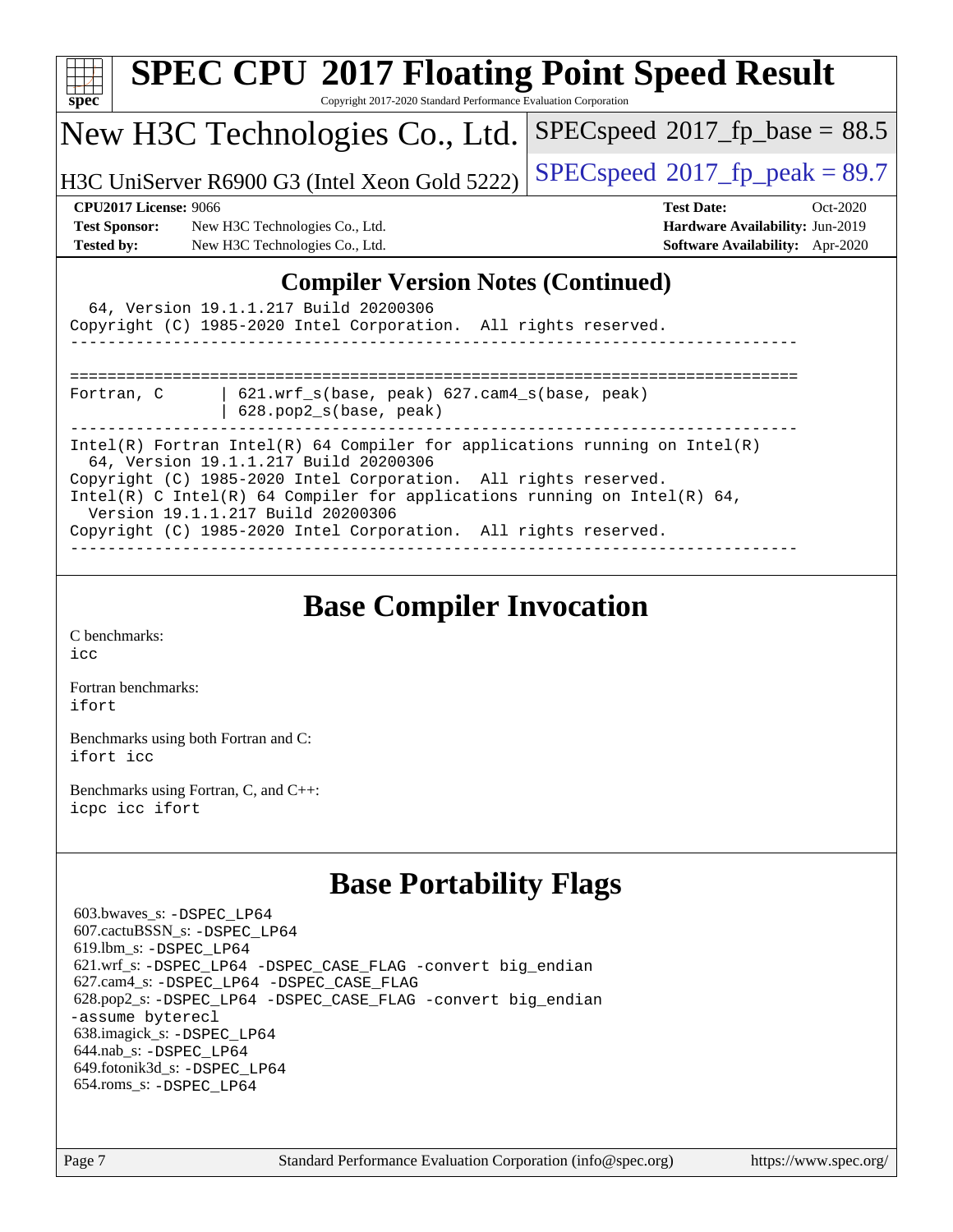# SPEC CPU 2017 Floating Point Speed Result

Copyright 2017-2020 Standard Performance Evaluation Corporation

## New H3C Technologies Co., Ltd.

H3C UniServer R6900 G3 (Intel Xeon Gold 5222)

SPECspeed 2017_fp_base = 88.5

SPECspeed 2017_fp_peak = 89.7

**CPU2017 License:** 9066
**Test Sponsor:** New H3C Technologies Co., Ltd.
**Tested by:** New H3C Technologies Co., Ltd.

**Test Date:** Oct-2020
**Hardware Availability:** Jun-2019
**Software Availability:** Apr-2020

## Compiler Version Notes (Continued)

```
  64, Version 19.1.1.217 Build 20200306
Copyright (C) 1985-2020 Intel Corporation.  All rights reserved.
------------------------------------------------------------------------------

==============================================================================
Fortran, C      | 621.wrf_s(base, peak) 627.cam4_s(base, peak)
                | 628.pop2_s(base, peak)
------------------------------------------------------------------------------
Intel(R) Fortran Intel(R) 64 Compiler for applications running on Intel(R)
  64, Version 19.1.1.217 Build 20200306
Copyright (C) 1985-2020 Intel Corporation.  All rights reserved.
Intel(R) C Intel(R) 64 Compiler for applications running on Intel(R) 64,
  Version 19.1.1.217 Build 20200306
Copyright (C) 1985-2020 Intel Corporation.  All rights reserved.
------------------------------------------------------------------------------
```

## Base Compiler Invocation

C benchmarks:
icc

Fortran benchmarks:
ifort

Benchmarks using both Fortran and C:
ifort icc

Benchmarks using Fortran, C, and C++:
icpc icc ifort

## Base Portability Flags

603.bwaves_s: -DSPEC_LP64
607.cactuBSSN_s: -DSPEC_LP64
619.lbm_s: -DSPEC_LP64
621.wrf_s: -DSPEC_LP64 -DSPEC_CASE_FLAG -convert big_endian
627.cam4_s: -DSPEC_LP64 -DSPEC_CASE_FLAG
628.pop2_s: -DSPEC_LP64 -DSPEC_CASE_FLAG -convert big_endian -assume byterecl
638.imagick_s: -DSPEC_LP64
644.nab_s: -DSPEC_LP64
649.fotonik3d_s: -DSPEC_LP64
654.roms_s: -DSPEC_LP64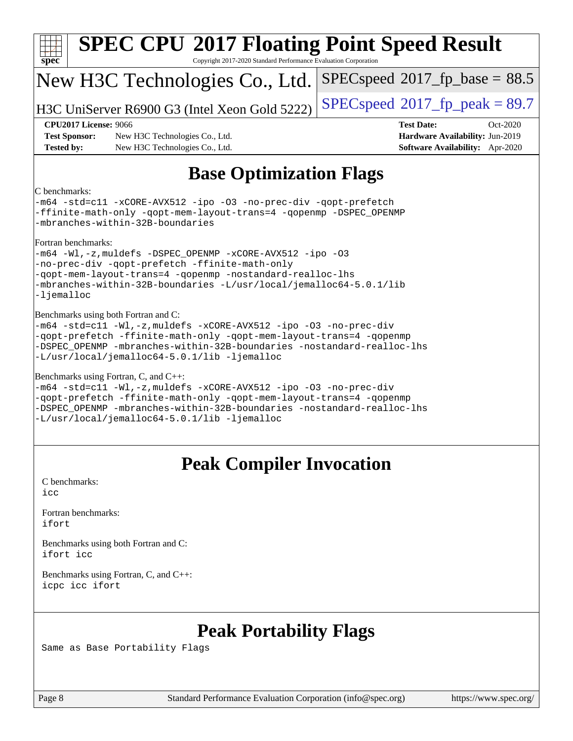# SPEC CPU 2017 Floating Point Speed Result

Copyright 2017-2020 Standard Performance Evaluation Corporation

## New H3C Technologies Co., Ltd.

H3C UniServer R6900 G3 (Intel Xeon Gold 5222)

SPECspeed 2017_fp_base = 88.5

SPECspeed 2017_fp_peak = 89.7

**CPU2017 License:** 9066
**Test Sponsor:** New H3C Technologies Co., Ltd.
**Tested by:** New H3C Technologies Co., Ltd.

**Test Date:** Oct-2020
**Hardware Availability:** Jun-2019
**Software Availability:** Apr-2020

## Base Optimization Flags

C benchmarks:

```
-m64 -std=c11 -xCORE-AVX512 -ipo -O3 -no-prec-div -qopt-prefetch
-ffinite-math-only -qopt-mem-layout-trans=4 -qopenmp -DSPEC_OPENMP
-mbranches-within-32B-boundaries
```

Fortran benchmarks:

```
-m64 -Wl,-z,muldefs -DSPEC_OPENMP -xCORE-AVX512 -ipo -O3
-no-prec-div -qopt-prefetch -ffinite-math-only
-qopt-mem-layout-trans=4 -qopenmp -nostandard-realloc-lhs
-mbranches-within-32B-boundaries -L/usr/local/jemalloc64-5.0.1/lib
-ljemalloc
```

Benchmarks using both Fortran and C:

```
-m64 -std=c11 -Wl,-z,muldefs -xCORE-AVX512 -ipo -O3 -no-prec-div
-qopt-prefetch -ffinite-math-only -qopt-mem-layout-trans=4 -qopenmp
-DSPEC_OPENMP -mbranches-within-32B-boundaries -nostandard-realloc-lhs
-L/usr/local/jemalloc64-5.0.1/lib -ljemalloc
```

Benchmarks using Fortran, C, and C++:

```
-m64 -std=c11 -Wl,-z,muldefs -xCORE-AVX512 -ipo -O3 -no-prec-div
-qopt-prefetch -ffinite-math-only -qopt-mem-layout-trans=4 -qopenmp
-DSPEC_OPENMP -mbranches-within-32B-boundaries -nostandard-realloc-lhs
-L/usr/local/jemalloc64-5.0.1/lib -ljemalloc
```

## Peak Compiler Invocation

C benchmarks:

```
icc
```

Fortran benchmarks:

```
ifort
```

Benchmarks using both Fortran and C:

```
ifort icc
```

Benchmarks using Fortran, C, and C++:

```
icpc icc ifort
```

## Peak Portability Flags

Same as Base Portability Flags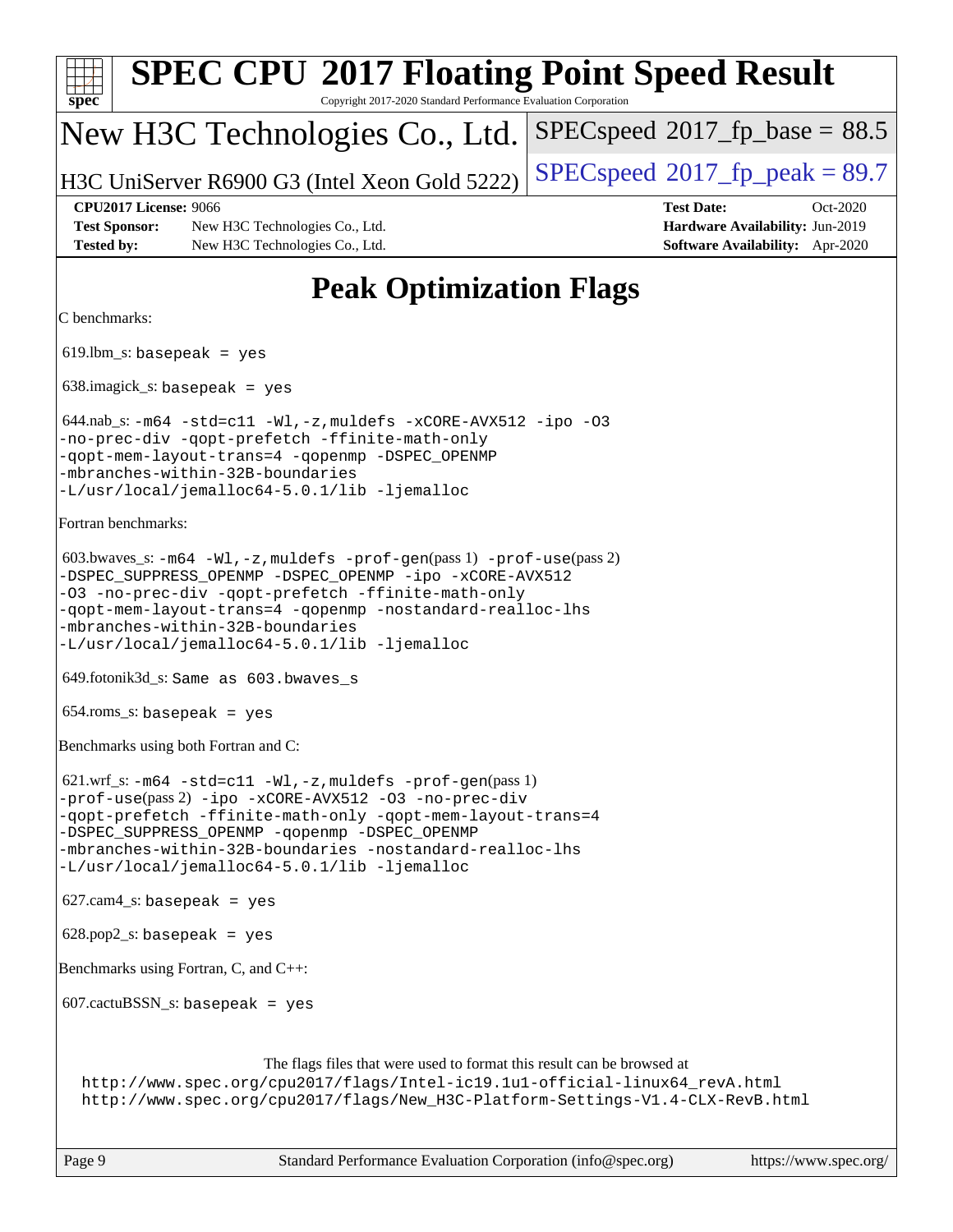# SPEC CPU 2017 Floating Point Speed Result

Copyright 2017-2020 Standard Performance Evaluation Corporation

## New H3C Technologies Co., Ltd.

H3C UniServer R6900 G3 (Intel Xeon Gold 5222)

SPECspeed 2017_fp_base = 88.5

SPECspeed 2017_fp_peak = 89.7

**CPU2017 License:** 9066
**Test Sponsor:** New H3C Technologies Co., Ltd.
**Tested by:** New H3C Technologies Co., Ltd.
**Test Date:** Oct-2020
**Hardware Availability:** Jun-2019
**Software Availability:** Apr-2020

# Peak Optimization Flags

C benchmarks:

619.lbm_s: `basepeak = yes`

638.imagick_s: `basepeak = yes`

644.nab_s: `-m64 -std=c11 -Wl,-z,muldefs -xCORE-AVX512 -ipo -O3 -no-prec-div -qopt-prefetch -ffinite-math-only -qopt-mem-layout-trans=4 -qopenmp -DSPEC_OPENMP -mbranches-within-32B-boundaries -L/usr/local/jemalloc64-5.0.1/lib -ljemalloc`

Fortran benchmarks:

603.bwaves_s: `-m64 -Wl,-z,muldefs -prof-gen`(pass 1) `-prof-use`(pass 2) `-DSPEC_SUPPRESS_OPENMP -DSPEC_OPENMP -ipo -xCORE-AVX512 -O3 -no-prec-div -qopt-prefetch -ffinite-math-only -qopt-mem-layout-trans=4 -qopenmp -nostandard-realloc-lhs -mbranches-within-32B-boundaries -L/usr/local/jemalloc64-5.0.1/lib -ljemalloc`

649.fotonik3d_s: `Same as 603.bwaves_s`

654.roms_s: `basepeak = yes`

Benchmarks using both Fortran and C:

621.wrf_s: `-m64 -std=c11 -Wl,-z,muldefs -prof-gen`(pass 1) `-prof-use`(pass 2) `-ipo -xCORE-AVX512 -O3 -no-prec-div -qopt-prefetch -ffinite-math-only -qopt-mem-layout-trans=4 -DSPEC_SUPPRESS_OPENMP -qopenmp -DSPEC_OPENMP -mbranches-within-32B-boundaries -nostandard-realloc-lhs -L/usr/local/jemalloc64-5.0.1/lib -ljemalloc`

627.cam4_s: `basepeak = yes`

628.pop2_s: `basepeak = yes`

Benchmarks using Fortran, C, and C++:

607.cactuBSSN_s: `basepeak = yes`

The flags files that were used to format this result can be browsed at
http://www.spec.org/cpu2017/flags/Intel-ic19.1u1-official-linux64_revA.html
http://www.spec.org/cpu2017/flags/New_H3C-Platform-Settings-V1.4-CLX-RevB.html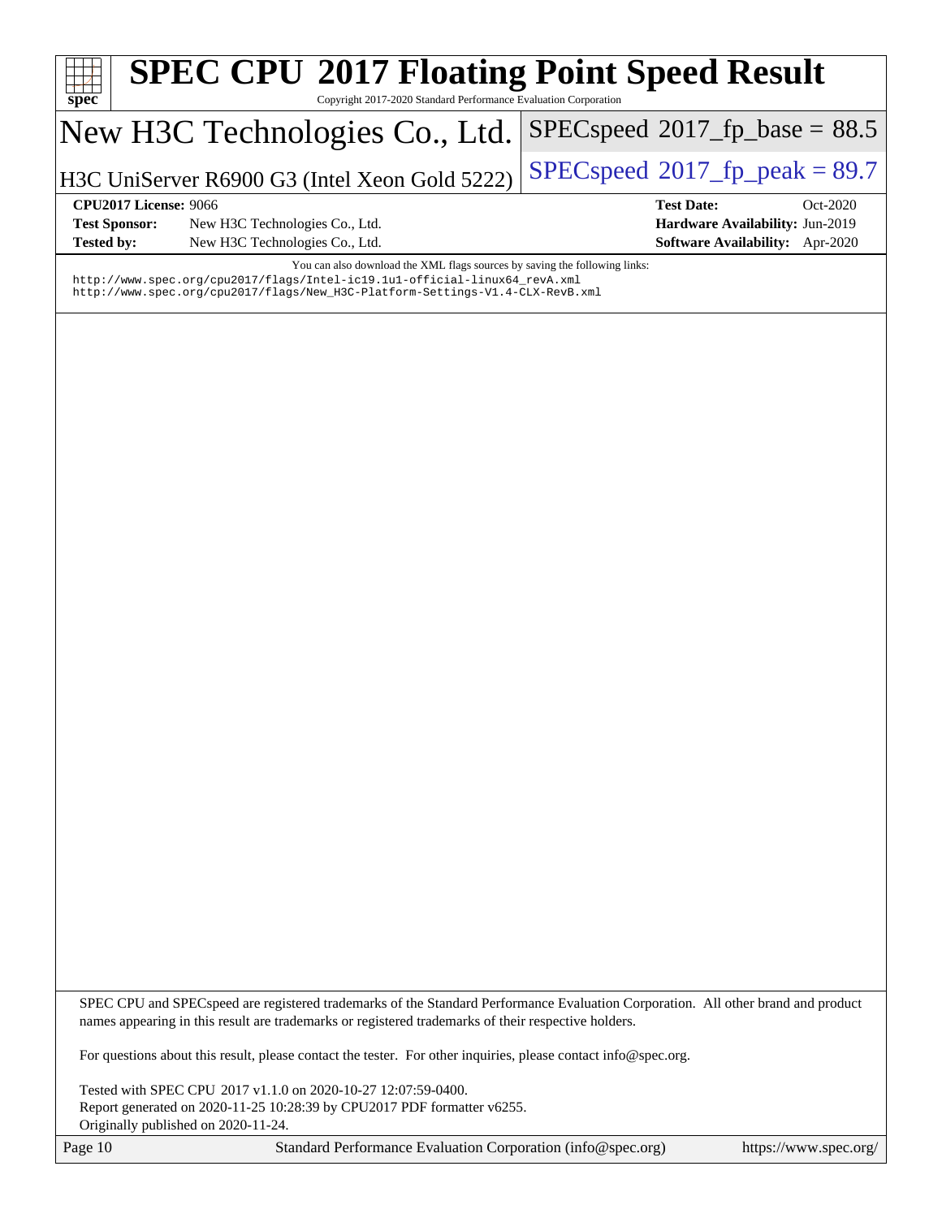# SPEC CPU 2017 Floating Point Speed Result

Copyright 2017-2020 Standard Performance Evaluation Corporation

## New H3C Technologies Co., Ltd.

H3C UniServer R6900 G3 (Intel Xeon Gold 5222)

SPECspeed 2017_fp_base = 88.5

SPECspeed 2017_fp_peak = 89.7

**CPU2017 License:** 9066
**Test Sponsor:** New H3C Technologies Co., Ltd.
**Tested by:** New H3C Technologies Co., Ltd.

**Test Date:** Oct-2020
**Hardware Availability:** Jun-2019
**Software Availability:** Apr-2020

You can also download the XML flags sources by saving the following links:

http://www.spec.org/cpu2017/flags/Intel-ic19.1u1-official-linux64_revA.xml
http://www.spec.org/cpu2017/flags/New_H3C-Platform-Settings-V1.4-CLX-RevB.xml

SPEC CPU and SPECspeed are registered trademarks of the Standard Performance Evaluation Corporation. All other brand and product names appearing in this result are trademarks or registered trademarks of their respective holders.

For questions about this result, please contact the tester. For other inquiries, please contact info@spec.org.

Tested with SPEC CPU 2017 v1.1.0 on 2020-10-27 12:07:59-0400.
Report generated on 2020-11-25 10:28:39 by CPU2017 PDF formatter v6255.
Originally published on 2020-11-24.